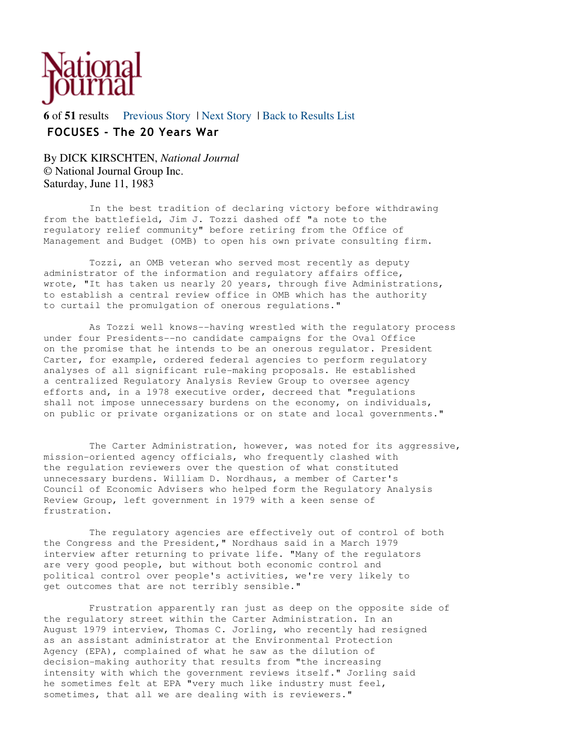National Journal

6 of 51 results    Previous Story | Next Story | Back to Results List

# FOCUSES - The 20 Years War

By DICK KIRSCHTEN, *National Journal*
© National Journal Group Inc.
Saturday, June 11, 1983

In the best tradition of declaring victory before withdrawing from the battlefield, Jim J. Tozzi dashed off "a note to the regulatory relief community" before retiring from the Office of Management and Budget (OMB) to open his own private consulting firm.

Tozzi, an OMB veteran who served most recently as deputy administrator of the information and regulatory affairs office, wrote, "It has taken us nearly 20 years, through five Administrations, to establish a central review office in OMB which has the authority to curtail the promulgation of onerous regulations."

As Tozzi well knows--having wrestled with the regulatory process under four Presidents--no candidate campaigns for the Oval Office on the promise that he intends to be an onerous regulator. President Carter, for example, ordered federal agencies to perform regulatory analyses of all significant rule-making proposals. He established a centralized Regulatory Analysis Review Group to oversee agency efforts and, in a 1978 executive order, decreed that "regulations shall not impose unnecessary burdens on the economy, on individuals, on public or private organizations or on state and local governments."

The Carter Administration, however, was noted for its aggressive, mission-oriented agency officials, who frequently clashed with the regulation reviewers over the question of what constituted unnecessary burdens. William D. Nordhaus, a member of Carter's Council of Economic Advisers who helped form the Regulatory Analysis Review Group, left government in 1979 with a keen sense of frustration.

The regulatory agencies are effectively out of control of both the Congress and the President," Nordhaus said in a March 1979 interview after returning to private life. "Many of the regulators are very good people, but without both economic control and political control over people's activities, we're very likely to get outcomes that are not terribly sensible."

Frustration apparently ran just as deep on the opposite side of the regulatory street within the Carter Administration. In an August 1979 interview, Thomas C. Jorling, who recently had resigned as an assistant administrator at the Environmental Protection Agency (EPA), complained of what he saw as the dilution of decision-making authority that results from "the increasing intensity with which the government reviews itself." Jorling said he sometimes felt at EPA "very much like industry must feel, sometimes, that all we are dealing with is reviewers."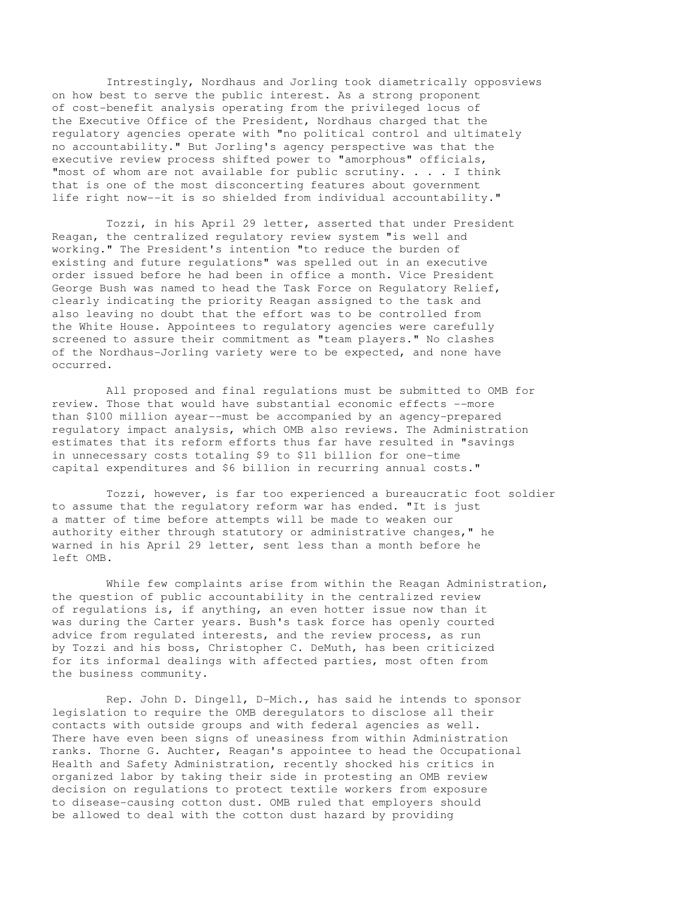Intrestingly, Nordhaus and Jorling took diametrically opposviews on how best to serve the public interest. As a strong proponent of cost-benefit analysis operating from the privileged locus of the Executive Office of the President, Nordhaus charged that the regulatory agencies operate with "no political control and ultimately no accountability." But Jorling's agency perspective was that the executive review process shifted power to "amorphous" officials, "most of whom are not available for public scrutiny. . . . I think that is one of the most disconcerting features about government life right now--it is so shielded from individual accountability."

Tozzi, in his April 29 letter, asserted that under President Reagan, the centralized regulatory review system "is well and working." The President's intention "to reduce the burden of existing and future regulations" was spelled out in an executive order issued before he had been in office a month. Vice President George Bush was named to head the Task Force on Regulatory Relief, clearly indicating the priority Reagan assigned to the task and also leaving no doubt that the effort was to be controlled from the White House. Appointees to regulatory agencies were carefully screened to assure their commitment as "team players." No clashes of the Nordhaus-Jorling variety were to be expected, and none have occurred.

All proposed and final regulations must be submitted to OMB for review. Those that would have substantial economic effects --more than $100 million ayear--must be accompanied by an agency-prepared regulatory impact analysis, which OMB also reviews. The Administration estimates that its reform efforts thus far have resulted in "savings in unnecessary costs totaling $9 to $11 billion for one-time capital expenditures and $6 billion in recurring annual costs."

Tozzi, however, is far too experienced a bureaucratic foot soldier to assume that the regulatory reform war has ended. "It is just a matter of time before attempts will be made to weaken our authority either through statutory or administrative changes," he warned in his April 29 letter, sent less than a month before he left OMB.

While few complaints arise from within the Reagan Administration, the question of public accountability in the centralized review of regulations is, if anything, an even hotter issue now than it was during the Carter years. Bush's task force has openly courted advice from regulated interests, and the review process, as run by Tozzi and his boss, Christopher C. DeMuth, has been criticized for its informal dealings with affected parties, most often from the business community.

Rep. John D. Dingell, D-Mich., has said he intends to sponsor legislation to require the OMB deregulators to disclose all their contacts with outside groups and with federal agencies as well. There have even been signs of uneasiness from within Administration ranks. Thorne G. Auchter, Reagan's appointee to head the Occupational Health and Safety Administration, recently shocked his critics in organized labor by taking their side in protesting an OMB review decision on regulations to protect textile workers from exposure to disease-causing cotton dust. OMB ruled that employers should be allowed to deal with the cotton dust hazard by providing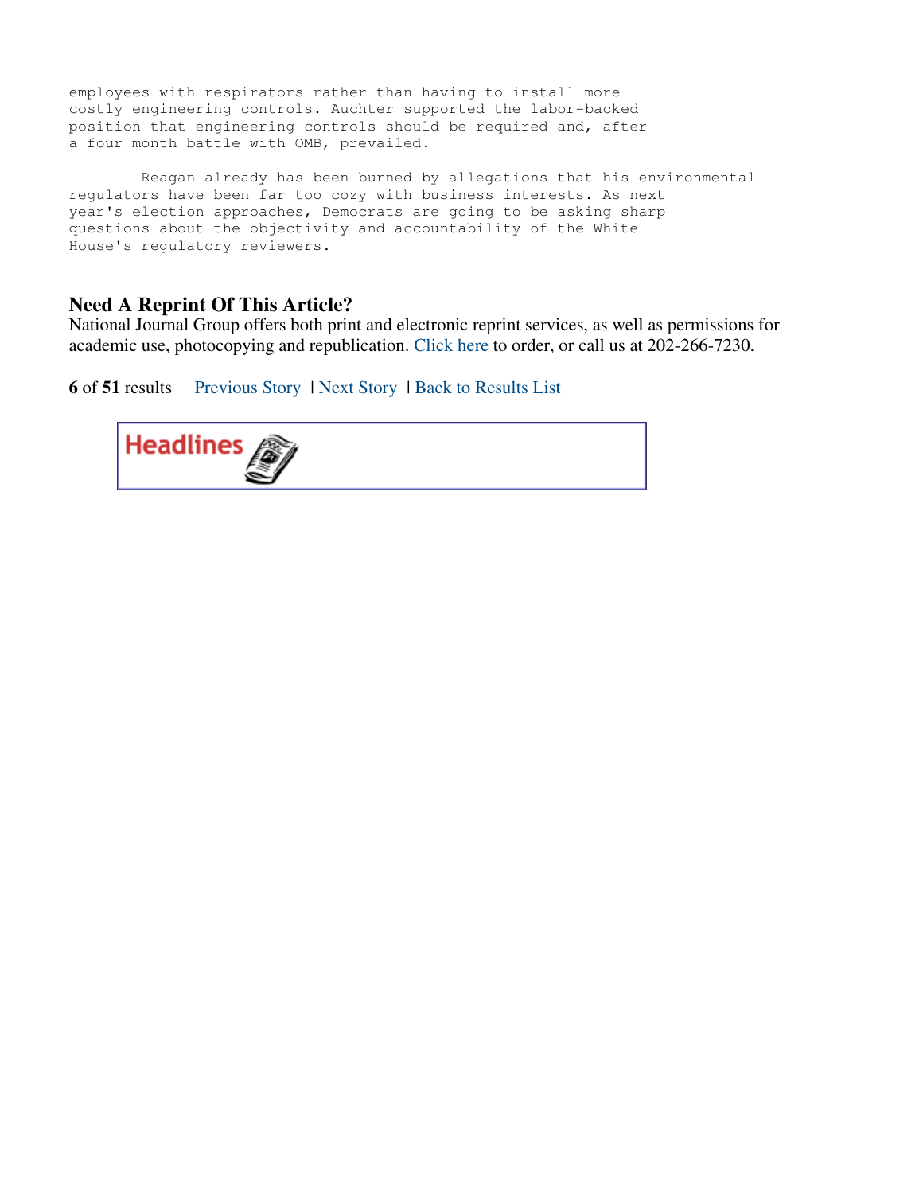employees with respirators rather than having to install more costly engineering controls. Auchter supported the labor-backed position that engineering controls should be required and, after a four month battle with OMB, prevailed.

Reagan already has been burned by allegations that his environmental regulators have been far too cozy with business interests. As next year's election approaches, Democrats are going to be asking sharp questions about the objectivity and accountability of the White House's regulatory reviewers.

### Need A Reprint Of This Article?

National Journal Group offers both print and electronic reprint services, as well as permissions for academic use, photocopying and republication. Click here to order, or call us at 202-266-7230.

**6** of **51** results Previous Story | Next Story | Back to Results List

Headlines